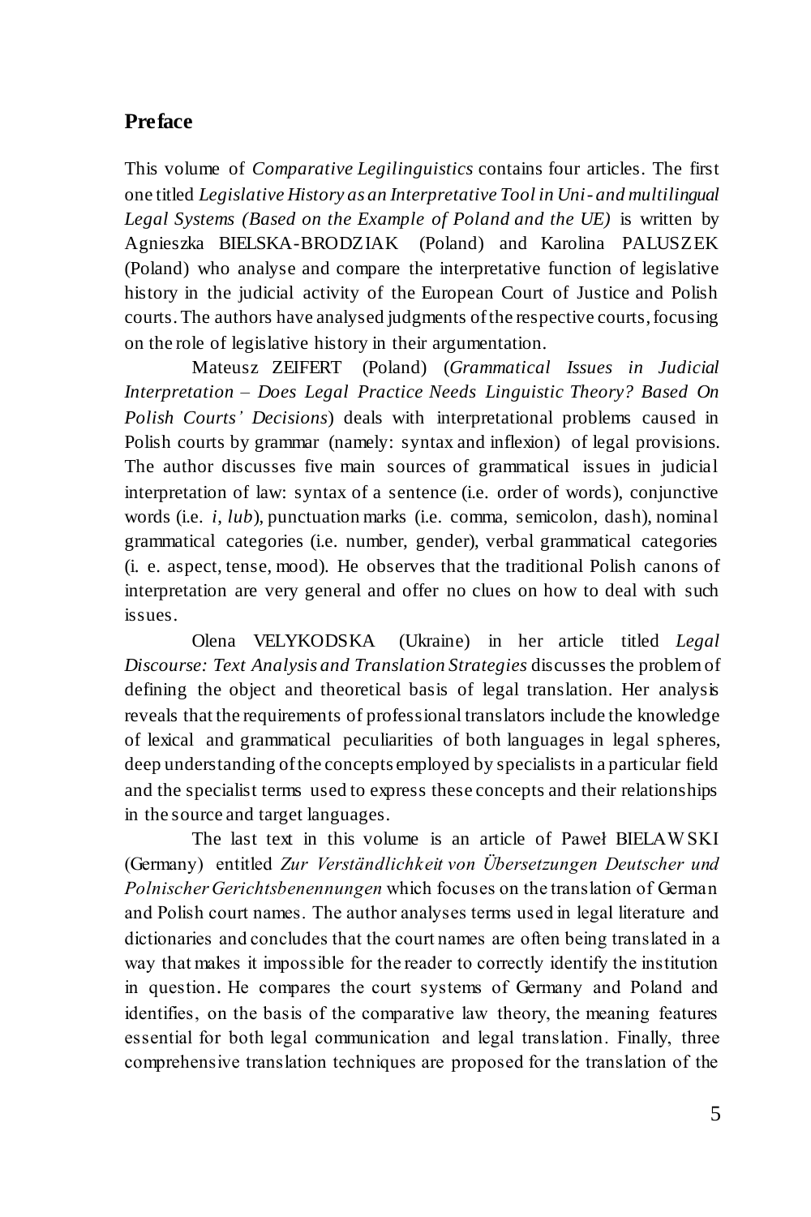## Preface

This volume of *Comparative Legilinguistics* contains four articles. The first one titled *Legislative History as an Interpretative Tool in Uni- and multilingual Legal Systems (Based on the Example of Poland and the UE)* is written by Agnieszka BIELSKA-BRODZIAK (Poland) and Karolina PALUSZEK (Poland) who analyse and compare the interpretative function of legislative history in the judicial activity of the European Court of Justice and Polish courts. The authors have analysed judgments of the respective courts, focusing on the role of legislative history in their argumentation.

Mateusz ZEIFERT (Poland) (*Grammatical Issues in Judicial Interpretation – Does Legal Practice Needs Linguistic Theory? Based On Polish Courts' Decisions*) deals with interpretational problems caused in Polish courts by grammar (namely: syntax and inflexion) of legal provisions. The author discusses five main sources of grammatical issues in judicial interpretation of law: syntax of a sentence (i.e. order of words), conjunctive words (i.e. *i*, *lub*), punctuation marks (i.e. comma, semicolon, dash), nominal grammatical categories (i.e. number, gender), verbal grammatical categories (i. e. aspect, tense, mood). He observes that the traditional Polish canons of interpretation are very general and offer no clues on how to deal with such issues.

Olena VELYKODSKA (Ukraine) in her article titled *Legal Discourse: Text Analysis and Translation Strategies* discusses the problem of defining the object and theoretical basis of legal translation. Her analysis reveals that the requirements of professional translators include the knowledge of lexical and grammatical peculiarities of both languages in legal spheres, deep understanding of the concepts employed by specialists in a particular field and the specialist terms used to express these concepts and their relationships in the source and target languages.

The last text in this volume is an article of Paweł BIELAWSKI (Germany) entitled *Zur Verständlichkeit von Übersetzungen Deutscher und Polnischer Gerichtsbenennungen* which focuses on the translation of German and Polish court names. The author analyses terms used in legal literature and dictionaries and concludes that the court names are often being translated in a way that makes it impossible for the reader to correctly identify the institution in question. He compares the court systems of Germany and Poland and identifies, on the basis of the comparative law theory, the meaning features essential for both legal communication and legal translation. Finally, three comprehensive translation techniques are proposed for the translation of the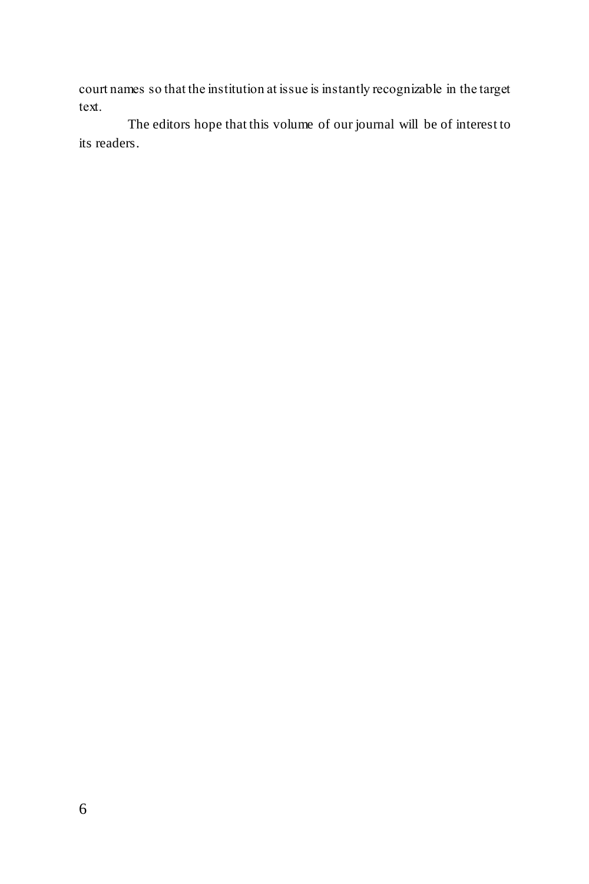court names so that the institution at issue is instantly recognizable in the target text.

The editors hope that this volume of our journal will be of interest to its readers.